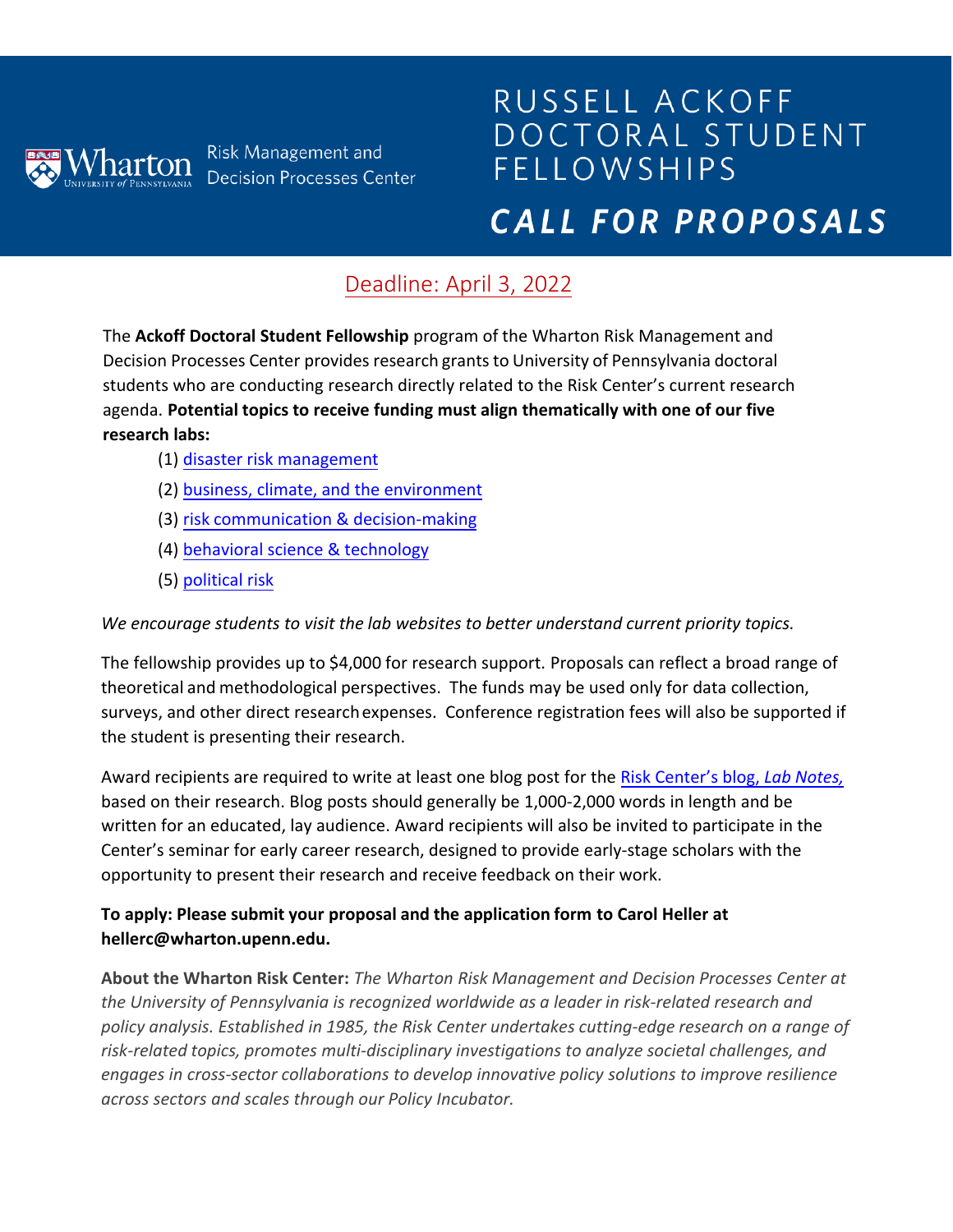Wharton University of Pennsylvania — Risk Management and Decision Processes Center

# RUSSELL ACKOFF DOCTORAL STUDENT FELLOWSHIPS

## *CALL FOR PROPOSALS*

Deadline: April 3, 2022

The **Ackoff Doctoral Student Fellowship** program of the Wharton Risk Management and Decision Processes Center provides research grants to University of Pennsylvania doctoral students who are conducting research directly related to the Risk Center's current research agenda. **Potential topics to receive funding must align thematically with one of our five research labs:**

(1) disaster risk management

(2) business, climate, and the environment

(3) risk communication & decision-making

(4) behavioral science & technology

(5) political risk

*We encourage students to visit the lab websites to better understand current priority topics.*

The fellowship provides up to $4,000 for research support. Proposals can reflect a broad range of theoretical and methodological perspectives. The funds may be used only for data collection, surveys, and other direct research expenses. Conference registration fees will also be supported if the student is presenting their research.

Award recipients are required to write at least one blog post for the Risk Center's blog, *Lab Notes,* based on their research. Blog posts should generally be 1,000-2,000 words in length and be written for an educated, lay audience. Award recipients will also be invited to participate in the Center's seminar for early career research, designed to provide early-stage scholars with the opportunity to present their research and receive feedback on their work.

**To apply: Please submit your proposal and the application form to Carol Heller at hellerc@wharton.upenn.edu.**

**About the Wharton Risk Center:** *The Wharton Risk Management and Decision Processes Center at the University of Pennsylvania is recognized worldwide as a leader in risk-related research and policy analysis. Established in 1985, the Risk Center undertakes cutting-edge research on a range of risk-related topics, promotes multi-disciplinary investigations to analyze societal challenges, and engages in cross-sector collaborations to develop innovative policy solutions to improve resilience across sectors and scales through our Policy Incubator.*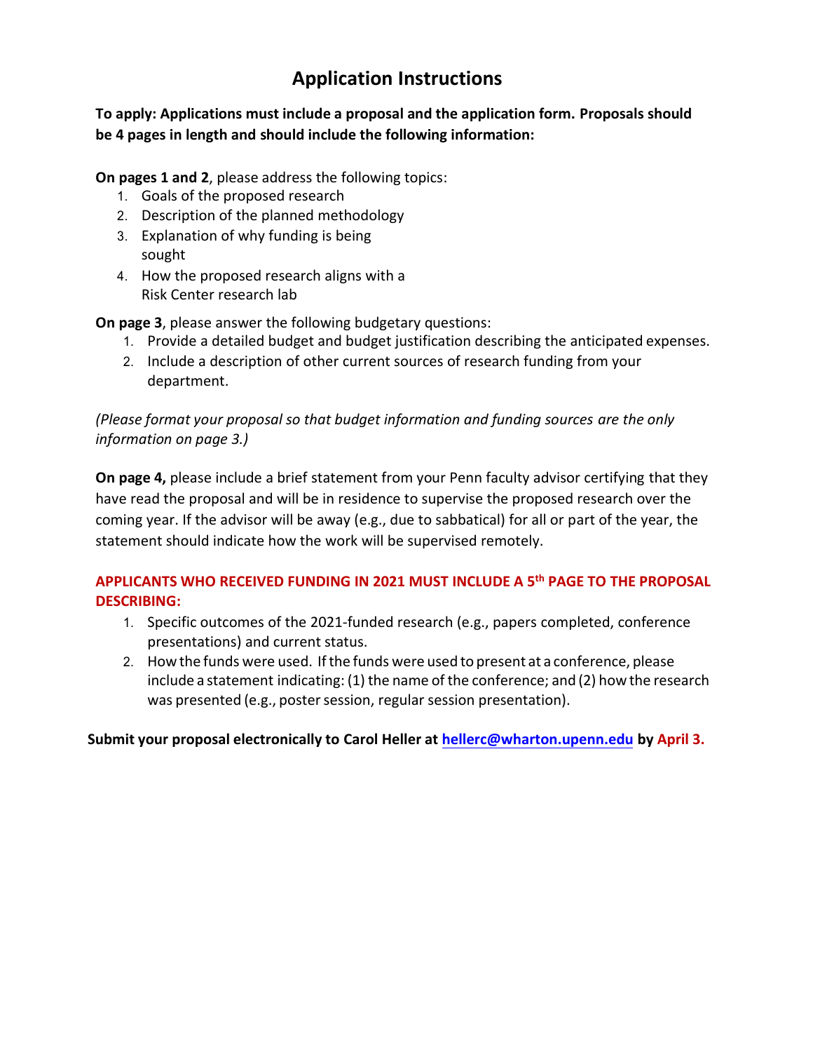# Application Instructions

**To apply: Applications must include a proposal and the application form. Proposals should be 4 pages in length and should include the following information:**

**On pages 1 and 2**, please address the following topics:

1. Goals of the proposed research
2. Description of the planned methodology
3. Explanation of why funding is being sought
4. How the proposed research aligns with a Risk Center research lab

**On page 3**, please answer the following budgetary questions:

1. Provide a detailed budget and budget justification describing the anticipated expenses.
2. Include a description of other current sources of research funding from your department.

*(Please format your proposal so that budget information and funding sources are the only information on page 3.)*

**On page 4,** please include a brief statement from your Penn faculty advisor certifying that they have read the proposal and will be in residence to supervise the proposed research over the coming year. If the advisor will be away (e.g., due to sabbatical) for all or part of the year, the statement should indicate how the work will be supervised remotely.

**APPLICANTS WHO RECEIVED FUNDING IN 2021 MUST INCLUDE A 5th PAGE TO THE PROPOSAL DESCRIBING:**

1. Specific outcomes of the 2021-funded research (e.g., papers completed, conference presentations) and current status.
2. How the funds were used. If the funds were used to present at a conference, please include a statement indicating: (1) the name of the conference; and (2) how the research was presented (e.g., poster session, regular session presentation).

**Submit your proposal electronically to Carol Heller at hellerc@wharton.upenn.edu by April 3.**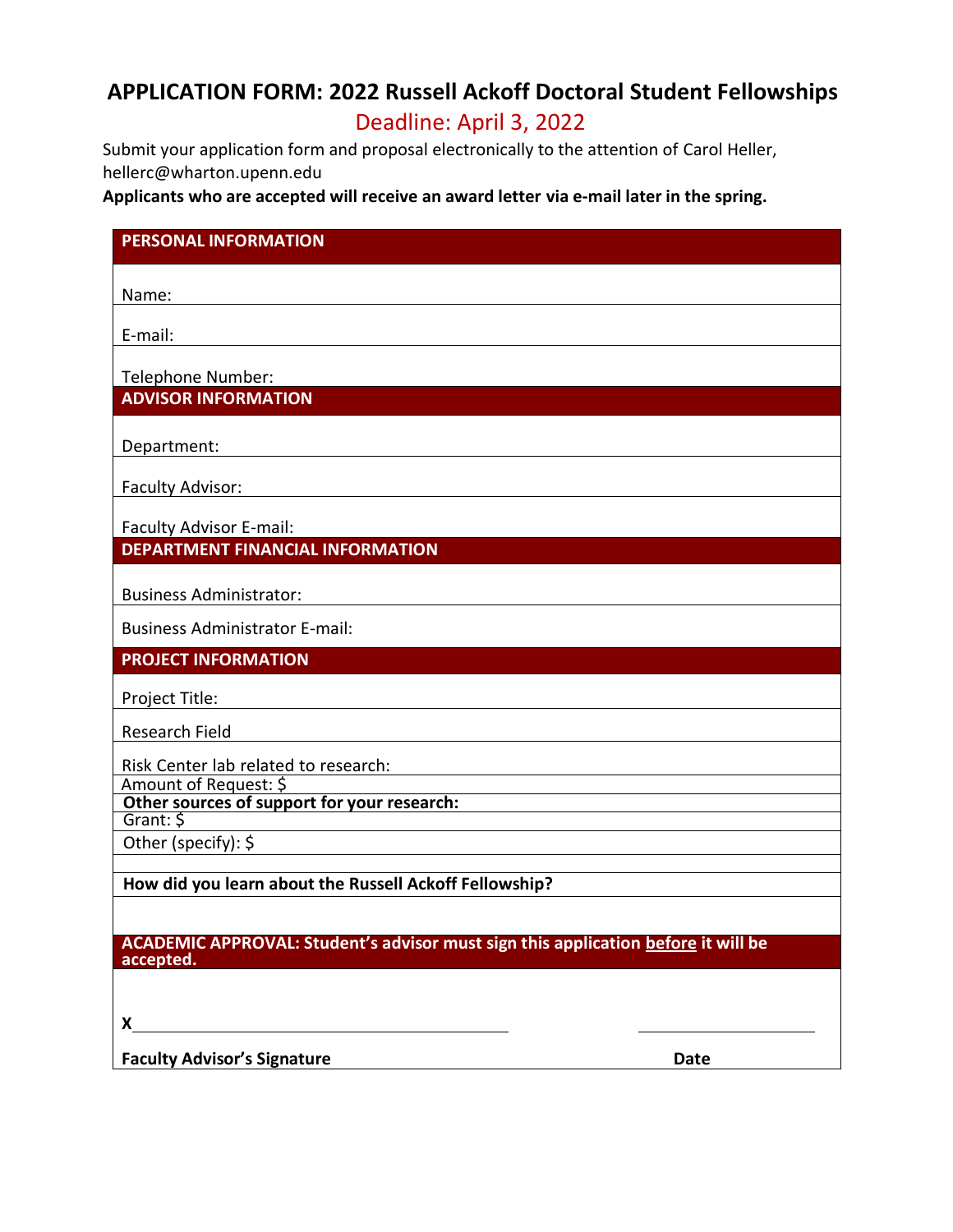# APPLICATION FORM: 2022 Russell Ackoff Doctoral Student Fellowships

## Deadline: April 3, 2022

Submit your application form and proposal electronically to the attention of Carol Heller, hellerc@wharton.upenn.edu

**Applicants who are accepted will receive an award letter via e-mail later in the spring.**

| **PERSONAL INFORMATION** |
|---|
| Name: |
| E-mail: |
| Telephone Number: |
| **ADVISOR INFORMATION** |
| Department: |
| Faculty Advisor: |
| Faculty Advisor E-mail: |
| **DEPARTMENT FINANCIAL INFORMATION** |
| Business Administrator: |
| Business Administrator E-mail: |
| **PROJECT INFORMATION** |
| Project Title: |
| Research Field |
| Risk Center lab related to research: |
| Amount of Request: $ |
| **Other sources of support for your research:** |
| Grant: $ |
| Other (specify): $ |
| |
| **How did you learn about the Russell Ackoff Fellowship?** |
| |
| **ACADEMIC APPROVAL: Student's advisor must sign this application before it will be accepted.** |

**X** ______________________________ ____________________

**Faculty Advisor's Signature** **Date**